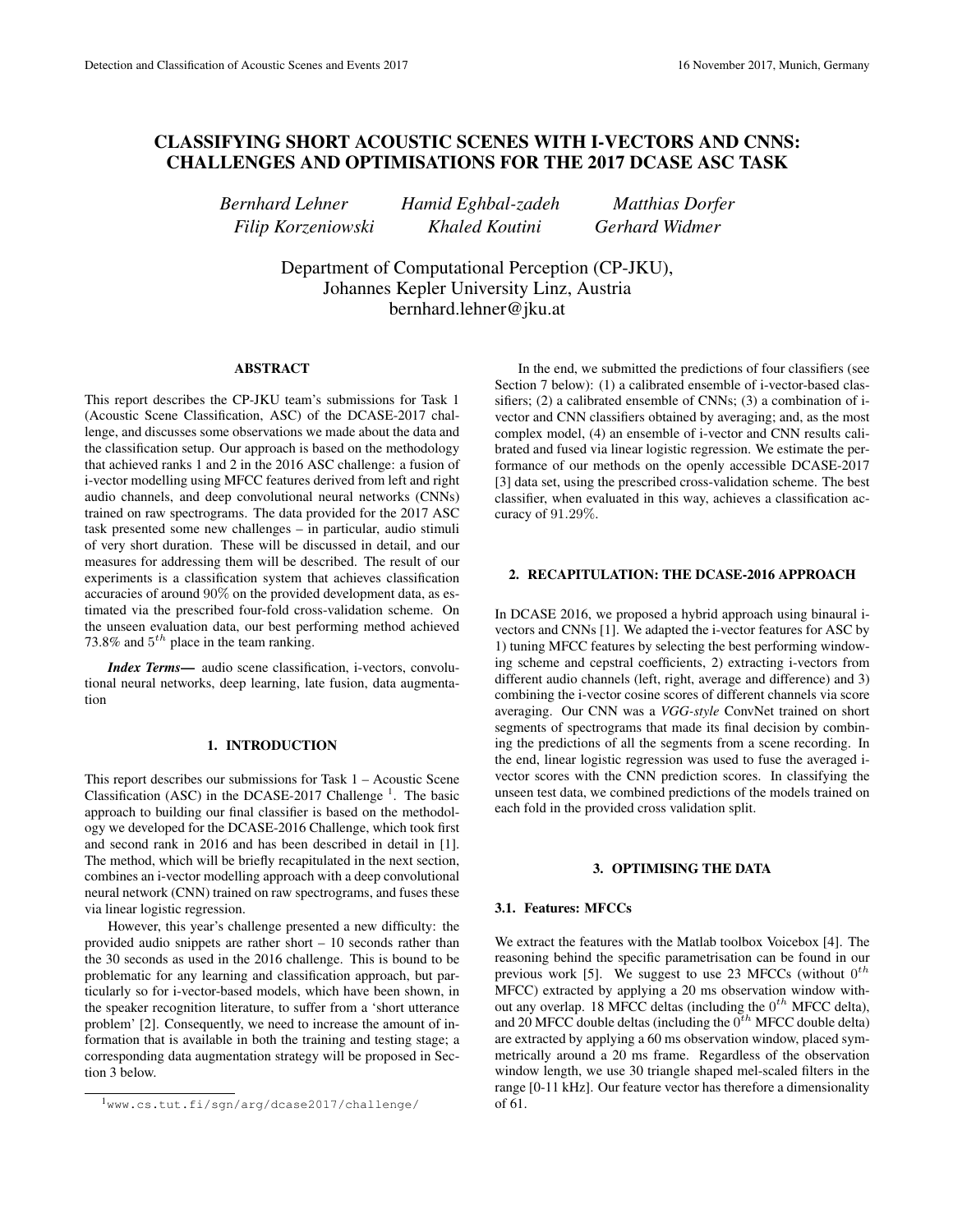# CLASSIFYING SHORT ACOUSTIC SCENES WITH I-VECTORS AND CNNS: CHALLENGES AND OPTIMISATIONS FOR THE 2017 DCASE ASC TASK

*Bernhard Lehner, Hamid Eghbal-zadeh, Matthias Dorfer, Filip Korzeniowski, Khaled Koutini, Gerhard Widmer*

Department of Computational Perception (CP-JKU),
Johannes Kepler University Linz, Austria
bernhard.lehner@jku.at

## ABSTRACT

This report describes the CP-JKU team's submissions for Task 1 (Acoustic Scene Classification, ASC) of the DCASE-2017 challenge, and discusses some observations we made about the data and the classification setup. Our approach is based on the methodology that achieved ranks 1 and 2 in the 2016 ASC challenge: a fusion of i-vector modelling using MFCC features derived from left and right audio channels, and deep convolutional neural networks (CNNs) trained on raw spectrograms. The data provided for the 2017 ASC task presented some new challenges – in particular, audio stimuli of very short duration. These will be discussed in detail, and our measures for addressing them will be described. The result of our experiments is a classification system that achieves classification accuracies of around 90% on the provided development data, as estimated via the prescribed four-fold cross-validation scheme. On the unseen evaluation data, our best performing method achieved 73.8% and $5^{th}$ place in the team ranking.

***Index Terms*—** audio scene classification, i-vectors, convolutional neural networks, deep learning, late fusion, data augmentation

## 1. INTRODUCTION

This report describes our submissions for Task 1 – Acoustic Scene Classification (ASC) in the DCASE-2017 Challenge [1]. The basic approach to building our final classifier is based on the methodology we developed for the DCASE-2016 Challenge, which took first and second rank in 2016 and has been described in detail in [1]. The method, which will be briefly recapitulated in the next section, combines an i-vector modelling approach with a deep convolutional neural network (CNN) trained on raw spectrograms, and fuses these via linear logistic regression.

However, this year's challenge presented a new difficulty: the provided audio snippets are rather short – 10 seconds rather than the 30 seconds as used in the 2016 challenge. This is bound to be problematic for any learning and classification approach, but particularly so for i-vector-based models, which have been shown, in the speaker recognition literature, to suffer from a 'short utterance problem' [2]. Consequently, we need to increase the amount of information that is available in both the training and testing stage; a corresponding data augmentation strategy will be proposed in Section 3 below.

In the end, we submitted the predictions of four classifiers (see Section 7 below): (1) a calibrated ensemble of i-vector-based classifiers; (2) a calibrated ensemble of CNNs; (3) a combination of i-vector and CNN classifiers obtained by averaging; and, as the most complex model, (4) an ensemble of i-vector and CNN results calibrated and fused via linear logistic regression. We estimate the performance of our methods on the openly accessible DCASE-2017 [3] data set, using the prescribed cross-validation scheme. The best classifier, when evaluated in this way, achieves a classification accuracy of 91.29%.

## 2. RECAPITULATION: THE DCASE-2016 APPROACH

In DCASE 2016, we proposed a hybrid approach using binaural i-vectors and CNNs [1]. We adapted the i-vector features for ASC by 1) tuning MFCC features by selecting the best performing windowing scheme and cepstral coefficients, 2) extracting i-vectors from different audio channels (left, right, average and difference) and 3) combining the i-vector cosine scores of different channels via score averaging. Our CNN was a *VGG-style* ConvNet trained on short segments of spectrograms that made its final decision by combining the predictions of all the segments from a scene recording. In the end, linear logistic regression was used to fuse the averaged i-vector scores with the CNN prediction scores. In classifying the unseen test data, we combined predictions of the models trained on each fold in the provided cross validation split.

## 3. OPTIMISING THE DATA

### 3.1. Features: MFCCs

We extract the features with the Matlab toolbox Voicebox [4]. The reasoning behind the specific parametrisation can be found in our previous work [5]. We suggest to use 23 MFCCs (without $0^{th}$ MFCC) extracted by applying a 20 ms observation window without any overlap. 18 MFCC deltas (including the $0^{th}$ MFCC delta), and 20 MFCC double deltas (including the $0^{th}$ MFCC double delta) are extracted by applying a 60 ms observation window, placed symmetrically around a 20 ms frame. Regardless of the observation window length, we use 30 triangle shaped mel-scaled filters in the range [0-11 kHz]. Our feature vector has therefore a dimensionality of 61.

[1] www.cs.tut.fi/sgn/arg/dcase2017/challenge/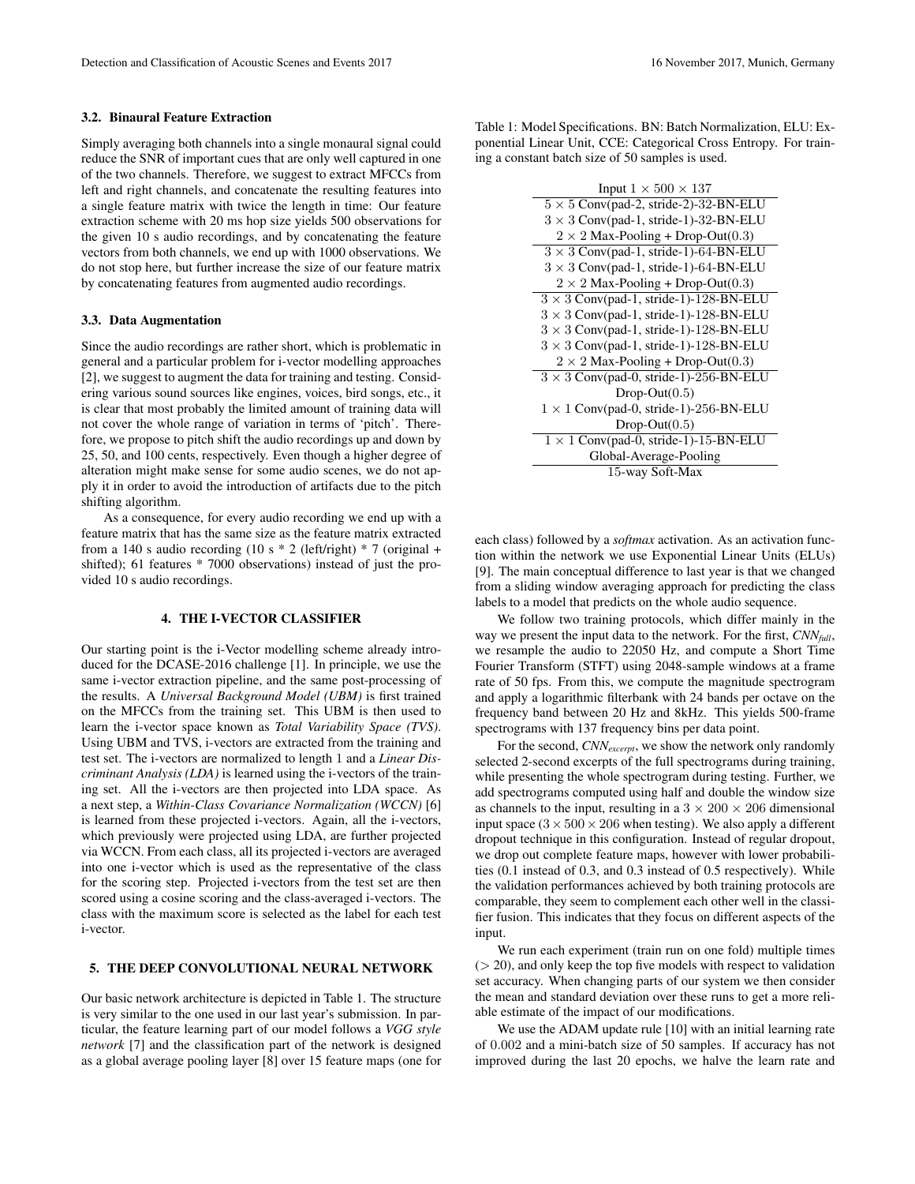### 3.2. Binaural Feature Extraction

Simply averaging both channels into a single monaural signal could reduce the SNR of important cues that are only well captured in one of the two channels. Therefore, we suggest to extract MFCCs from left and right channels, and concatenate the resulting features into a single feature matrix with twice the length in time: Our feature extraction scheme with 20 ms hop size yields 500 observations for the given 10 s audio recordings, and by concatenating the feature vectors from both channels, we end up with 1000 observations. We do not stop here, but further increase the size of our feature matrix by concatenating features from augmented audio recordings.

### 3.3. Data Augmentation

Since the audio recordings are rather short, which is problematic in general and a particular problem for i-vector modelling approaches [2], we suggest to augment the data for training and testing. Considering various sound sources like engines, voices, bird songs, etc., it is clear that most probably the limited amount of training data will not cover the whole range of variation in terms of 'pitch'. Therefore, we propose to pitch shift the audio recordings up and down by 25, 50, and 100 cents, respectively. Even though a higher degree of alteration might make sense for some audio scenes, we do not apply it in order to avoid the introduction of artifacts due to the pitch shifting algorithm.

As a consequence, for every audio recording we end up with a feature matrix that has the same size as the feature matrix extracted from a 140 s audio recording (10 s * 2 (left/right) * 7 (original + shifted); 61 features * 7000 observations) instead of just the provided 10 s audio recordings.

## 4. THE I-VECTOR CLASSIFIER

Our starting point is the i-Vector modelling scheme already introduced for the DCASE-2016 challenge [1]. In principle, we use the same i-vector extraction pipeline, and the same post-processing of the results. A *Universal Background Model (UBM)* is first trained on the MFCCs from the training set. This UBM is then used to learn the i-vector space known as *Total Variability Space (TVS)*. Using UBM and TVS, i-vectors are extracted from the training and test set. The i-vectors are normalized to length 1 and a *Linear Discriminant Analysis (LDA)* is learned using the i-vectors of the training set. All the i-vectors are then projected into LDA space. As a next step, a *Within-Class Covariance Normalization (WCCN)* [6] is learned from these projected i-vectors. Again, all the i-vectors, which previously were projected using LDA, are further projected via WCCN. From each class, all its projected i-vectors are averaged into one i-vector which is used as the representative of the class for the scoring step. Projected i-vectors from the test set are then scored using a cosine scoring and the class-averaged i-vectors. The class with the maximum score is selected as the label for each test i-vector.

## 5. THE DEEP CONVOLUTIONAL NEURAL NETWORK

Our basic network architecture is depicted in Table 1. The structure is very similar to the one used in our last year's submission. In particular, the feature learning part of our model follows a *VGG style network* [7] and the classification part of the network is designed as a global average pooling layer [8] over 15 feature maps (one for each class) followed by a *softmax* activation. As an activation function within the network we use Exponential Linear Units (ELUs) [9]. The main conceptual difference to last year is that we changed from a sliding window averaging approach for predicting the class labels to a model that predicts on the whole audio sequence.

Table 1: Model Specifications. BN: Batch Normalization, ELU: Exponential Linear Unit, CCE: Categorical Cross Entropy. For training a constant batch size of 50 samples is used.

| Input $1 \times 500 \times 137$ |
|---|
| $5 \times 5$ Conv(pad-2, stride-2)-32-BN-ELU |
| $3 \times 3$ Conv(pad-1, stride-1)-32-BN-ELU |
| $2 \times 2$ Max-Pooling + Drop-Out(0.3) |
| $3 \times 3$ Conv(pad-1, stride-1)-64-BN-ELU |
| $3 \times 3$ Conv(pad-1, stride-1)-64-BN-ELU |
| $2 \times 2$ Max-Pooling + Drop-Out(0.3) |
| $3 \times 3$ Conv(pad-1, stride-1)-128-BN-ELU |
| $3 \times 3$ Conv(pad-1, stride-1)-128-BN-ELU |
| $3 \times 3$ Conv(pad-1, stride-1)-128-BN-ELU |
| $3 \times 3$ Conv(pad-1, stride-1)-128-BN-ELU |
| $2 \times 2$ Max-Pooling + Drop-Out(0.3) |
| $3 \times 3$ Conv(pad-0, stride-1)-256-BN-ELU |
| Drop-Out(0.5) |
| $1 \times 1$ Conv(pad-0, stride-1)-256-BN-ELU |
| Drop-Out(0.5) |
| $1 \times 1$ Conv(pad-0, stride-1)-15-BN-ELU |
| Global-Average-Pooling |
| 15-way Soft-Max |

We follow two training protocols, which differ mainly in the way we present the input data to the network. For the first, $CNN_{full}$, we resample the audio to 22050 Hz, and compute a Short Time Fourier Transform (STFT) using 2048-sample windows at a frame rate of 50 fps. From this, we compute the magnitude spectrogram and apply a logarithmic filterbank with 24 bands per octave on the frequency band between 20 Hz and 8kHz. This yields 500-frame spectrograms with 137 frequency bins per data point.

For the second, $CNN_{excerpt}$, we show the network only randomly selected 2-second excerpts of the full spectrograms during training, while presenting the whole spectrogram during testing. Further, we add spectrograms computed using half and double the window size as channels to the input, resulting in a $3 \times 200 \times 206$ dimensional input space ($3 \times 500 \times 206$ when testing). We also apply a different dropout technique in this configuration. Instead of regular dropout, we drop out complete feature maps, however with lower probabilities (0.1 instead of 0.3, and 0.3 instead of 0.5 respectively). While the validation performances achieved by both training protocols are comparable, they seem to complement each other well in the classifier fusion. This indicates that they focus on different aspects of the input.

We run each experiment (train run on one fold) multiple times ($> 20$), and only keep the top five models with respect to validation set accuracy. When changing parts of our system we then consider the mean and standard deviation over these runs to get a more reliable estimate of the impact of our modifications.

We use the ADAM update rule [10] with an initial learning rate of 0.002 and a mini-batch size of 50 samples. If accuracy has not improved during the last 20 epochs, we halve the learn rate and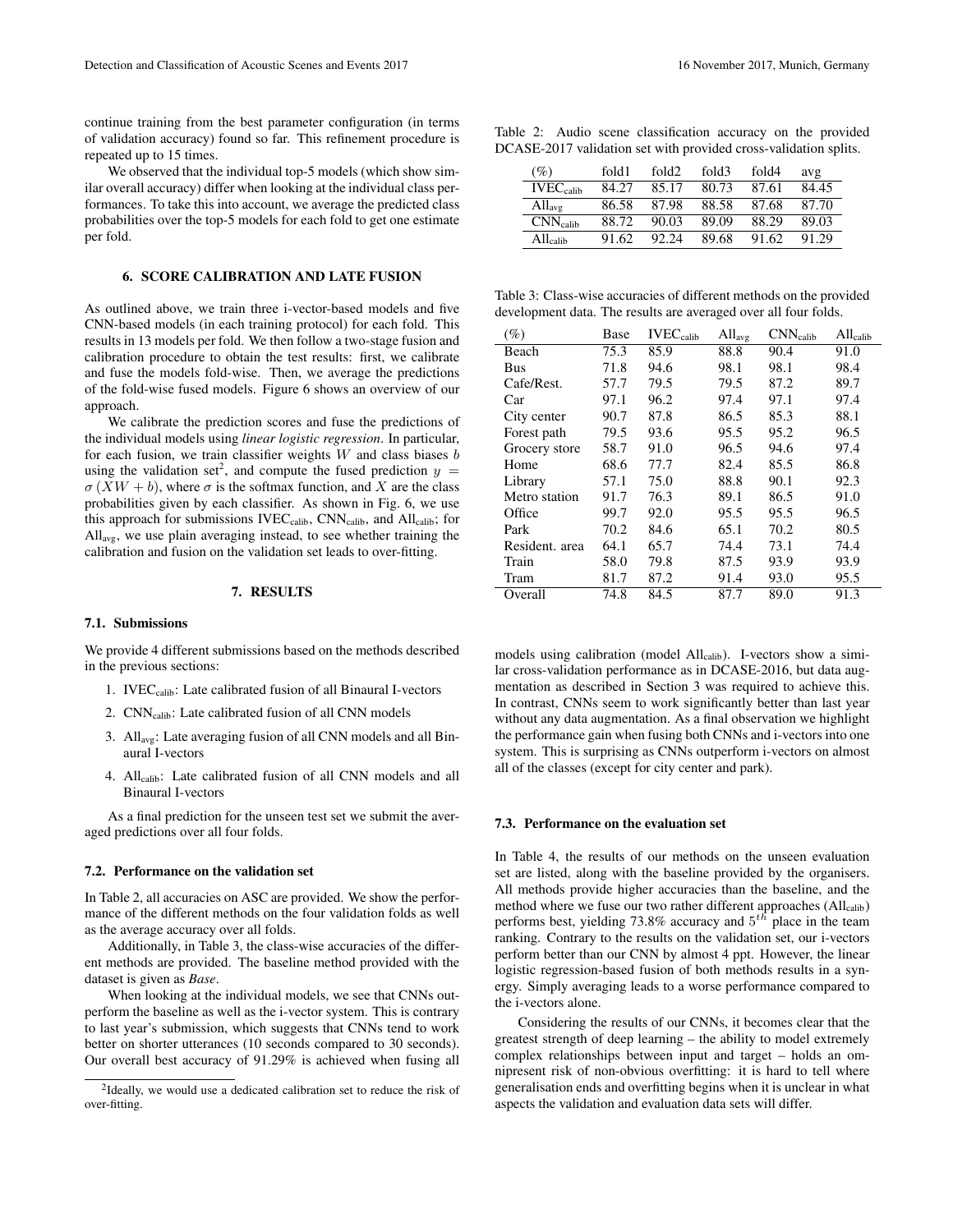continue training from the best parameter configuration (in terms of validation accuracy) found so far. This refinement procedure is repeated up to 15 times.

We observed that the individual top-5 models (which show similar overall accuracy) differ when looking at the individual class performances. To take this into account, we average the predicted class probabilities over the top-5 models for each fold to get one estimate per fold.

## 6. SCORE CALIBRATION AND LATE FUSION

As outlined above, we train three i-vector-based models and five CNN-based models (in each training protocol) for each fold. This results in 13 models per fold. We then follow a two-stage fusion and calibration procedure to obtain the test results: first, we calibrate and fuse the models fold-wise. Then, we average the predictions of the fold-wise fused models. Figure 6 shows an overview of our approach.

We calibrate the prediction scores and fuse the predictions of the individual models using *linear logistic regression*. In particular, for each fusion, we train classifier weights $W$ and class biases $b$ using the validation set[2], and compute the fused prediction $y = \sigma(XW + b)$, where $\sigma$ is the softmax function, and $X$ are the class probabilities given by each classifier. As shown in Fig. 6, we use this approach for submissions $\text{IVEC}_{\text{calib}}$, $\text{CNN}_{\text{calib}}$, and $\text{All}_{\text{calib}}$; for $\text{All}_{\text{avg}}$, we use plain averaging instead, to see whether training the calibration and fusion on the validation set leads to over-fitting.

## 7. RESULTS

### 7.1. Submissions

We provide 4 different submissions based on the methods described in the previous sections:

1. $\text{IVEC}_{\text{calib}}$: Late calibrated fusion of all Binaural I-vectors
2. $\text{CNN}_{\text{calib}}$: Late calibrated fusion of all CNN models
3. $\text{All}_{\text{avg}}$: Late averaging fusion of all CNN models and all Binaural I-vectors
4. $\text{All}_{\text{calib}}$: Late calibrated fusion of all CNN models and all Binaural I-vectors

As a final prediction for the unseen test set we submit the averaged predictions over all four folds.

### 7.2. Performance on the validation set

In Table 2, all accuracies on ASC are provided. We show the performance of the different methods on the four validation folds as well as the average accuracy over all folds.

Additionally, in Table 3, the class-wise accuracies of the different methods are provided. The baseline method provided with the dataset is given as *Base*.

When looking at the individual models, we see that CNNs outperform the baseline as well as the i-vector system. This is contrary to last year's submission, which suggests that CNNs tend to work better on shorter utterances (10 seconds compared to 30 seconds). Our overall best accuracy of 91.29% is achieved when fusing all models using calibration (model $\text{All}_{\text{calib}}$). I-vectors show a similar cross-validation performance as in DCASE-2016, but data augmentation as described in Section 3 was required to achieve this. In contrast, CNNs seem to work significantly better than last year without any data augmentation. As a final observation we highlight the performance gain when fusing both CNNs and i-vectors into one system. This is surprising as CNNs outperform i-vectors on almost all of the classes (except for city center and park).

[2] Ideally, we would use a dedicated calibration set to reduce the risk of over-fitting.

Table 2: Audio scene classification accuracy on the provided DCASE-2017 validation set with provided cross-validation splits.

| (%) | fold1 | fold2 | fold3 | fold4 | avg |
|---|---|---|---|---|---|
| $\text{IVEC}_{\text{calib}}$ | 84.27 | 85.17 | 80.73 | 87.61 | 84.45 |
| $\text{All}_{\text{avg}}$ | 86.58 | 87.98 | 88.58 | 87.68 | 87.70 |
| $\text{CNN}_{\text{calib}}$ | 88.72 | 90.03 | 89.09 | 88.29 | 89.03 |
| $\text{All}_{\text{calib}}$ | 91.62 | 92.24 | 89.68 | 91.62 | 91.29 |

Table 3: Class-wise accuracies of different methods on the provided development data. The results are averaged over all four folds.

| (%) | Base | $\text{IVEC}_{\text{calib}}$ | $\text{All}_{\text{avg}}$ | $\text{CNN}_{\text{calib}}$ | $\text{All}_{\text{calib}}$ |
|---|---|---|---|---|---|
| Beach | 75.3 | 85.9 | 88.8 | 90.4 | 91.0 |
| Bus | 71.8 | 94.6 | 98.1 | 98.1 | 98.4 |
| Cafe/Rest. | 57.7 | 79.5 | 79.5 | 87.2 | 89.7 |
| Car | 97.1 | 96.2 | 97.4 | 97.1 | 97.4 |
| City center | 90.7 | 87.8 | 86.5 | 85.3 | 88.1 |
| Forest path | 79.5 | 93.6 | 95.5 | 95.2 | 96.5 |
| Grocery store | 58.7 | 91.0 | 96.5 | 94.6 | 97.4 |
| Home | 68.6 | 77.7 | 82.4 | 85.5 | 86.8 |
| Library | 57.1 | 75.0 | 88.8 | 90.1 | 92.3 |
| Metro station | 91.7 | 76.3 | 89.1 | 86.5 | 91.0 |
| Office | 99.7 | 92.0 | 95.5 | 95.5 | 96.5 |
| Park | 70.2 | 84.6 | 65.1 | 70.2 | 80.5 |
| Resident. area | 64.1 | 65.7 | 74.4 | 73.1 | 74.4 |
| Train | 58.0 | 79.8 | 87.5 | 93.9 | 93.9 |
| Tram | 81.7 | 87.2 | 91.4 | 93.0 | 95.5 |
| Overall | 74.8 | 84.5 | 87.7 | 89.0 | 91.3 |

### 7.3. Performance on the evaluation set

In Table 4, the results of our methods on the unseen evaluation set are listed, along with the baseline provided by the organisers. All methods provide higher accuracies than the baseline, and the method where we fuse our two rather different approaches ($\text{All}_{\text{calib}}$) performs best, yielding 73.8% accuracy and $5^{th}$ place in the team ranking. Contrary to the results on the validation set, our i-vectors perform better than our CNN by almost 4 ppt. However, the linear logistic regression-based fusion of both methods results in a synergy. Simply averaging leads to a worse performance compared to the i-vectors alone.

Considering the results of our CNNs, it becomes clear that the greatest strength of deep learning – the ability to model extremely complex relationships between input and target – holds an omnipresent risk of non-obvious overfitting: it is hard to tell where generalisation ends and overfitting begins when it is unclear in what aspects the validation and evaluation data sets will differ.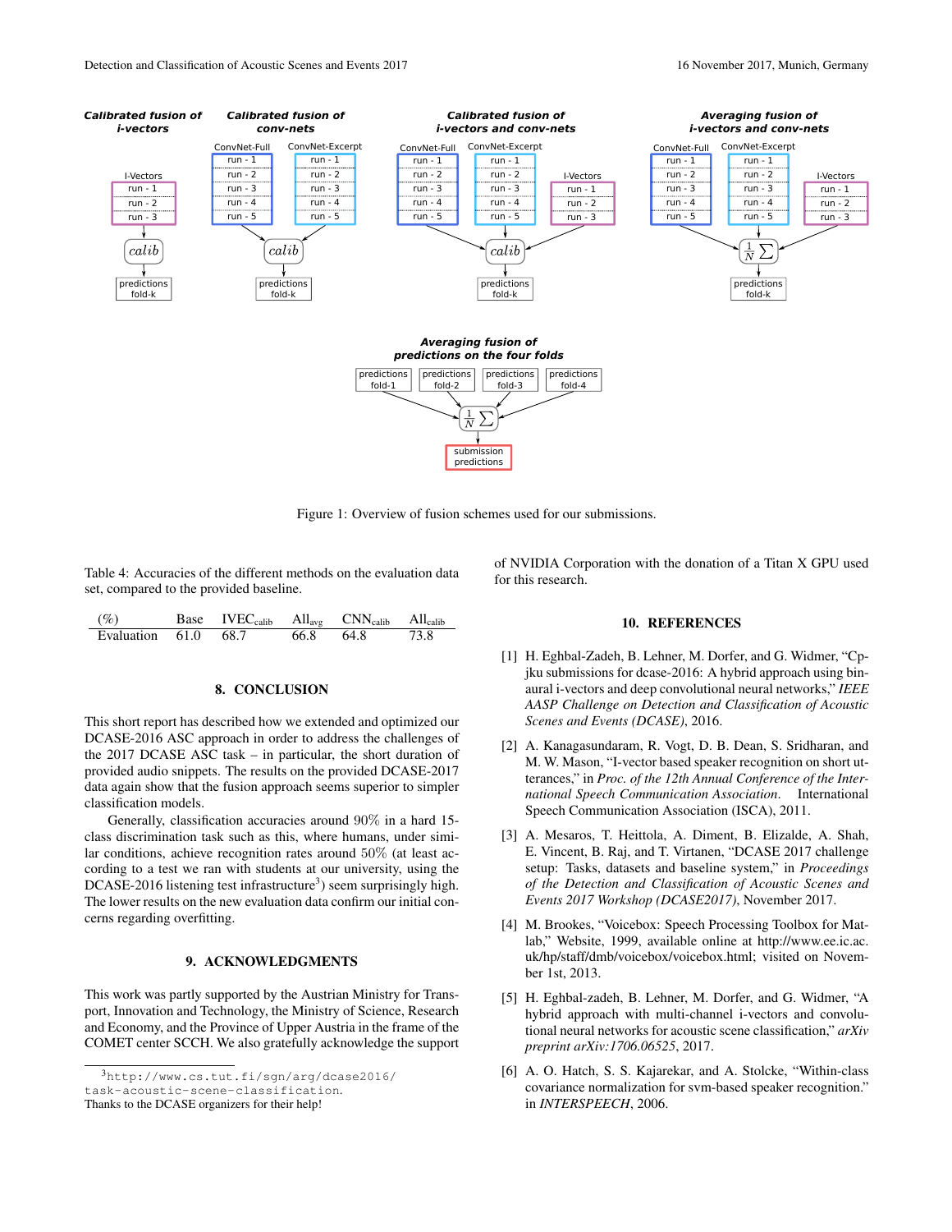Figure 1: Overview of fusion schemes used for our submissions.

Table 4: Accuracies of the different methods on the evaluation data set, compared to the provided baseline.

| (%) | Base | $\text{IVEC}_{\text{calib}}$ | $\text{All}_{\text{avg}}$ | $\text{CNN}_{\text{calib}}$ | $\text{All}_{\text{calib}}$ |
|---|---|---|---|---|---|
| Evaluation | 61.0 | 68.7 | 66.8 | 64.8 | 73.8 |

## 8. CONCLUSION

This short report has described how we extended and optimized our DCASE-2016 ASC approach in order to address the challenges of the 2017 DCASE ASC task – in particular, the short duration of provided audio snippets. The results on the provided DCASE-2017 data again show that the fusion approach seems superior to simpler classification models.

Generally, classification accuracies around 90% in a hard 15-class discrimination task such as this, where humans, under similar conditions, achieve recognition rates around 50% (at least according to a test we ran with students at our university, using the DCASE-2016 listening test infrastructure[3]) seem surprisingly high. The lower results on the new evaluation data confirm our initial concerns regarding overfitting.

## 9. ACKNOWLEDGMENTS

This work was partly supported by the Austrian Ministry for Transport, Innovation and Technology, the Ministry of Science, Research and Economy, and the Province of Upper Austria in the frame of the COMET center SCCH. We also gratefully acknowledge the support of NVIDIA Corporation with the donation of a Titan X GPU used for this research.

[3] `http://www.cs.tut.fi/sgn/arg/dcase2016/task-acoustic-scene-classification`. Thanks to the DCASE organizers for their help!

## 10. REFERENCES

[1] H. Eghbal-Zadeh, B. Lehner, M. Dorfer, and G. Widmer, "Cp-jku submissions for dcase-2016: A hybrid approach using binaural i-vectors and deep convolutional neural networks," *IEEE AASP Challenge on Detection and Classification of Acoustic Scenes and Events (DCASE)*, 2016.

[2] A. Kanagasundaram, R. Vogt, D. B. Dean, S. Sridharan, and M. W. Mason, "I-vector based speaker recognition on short utterances," in *Proc. of the 12th Annual Conference of the International Speech Communication Association*. International Speech Communication Association (ISCA), 2011.

[3] A. Mesaros, T. Heittola, A. Diment, B. Elizalde, A. Shah, E. Vincent, B. Raj, and T. Virtanen, "DCASE 2017 challenge setup: Tasks, datasets and baseline system," in *Proceedings of the Detection and Classification of Acoustic Scenes and Events 2017 Workshop (DCASE2017)*, November 2017.

[4] M. Brookes, "Voicebox: Speech Processing Toolbox for Matlab," Website, 1999, available online at http://www.ee.ic.ac.uk/hp/staff/dmb/voicebox/voicebox.html; visited on November 1st, 2013.

[5] H. Eghbal-zadeh, B. Lehner, M. Dorfer, and G. Widmer, "A hybrid approach with multi-channel i-vectors and convolutional neural networks for acoustic scene classification," *arXiv preprint arXiv:1706.06525*, 2017.

[6] A. O. Hatch, S. S. Kajarekar, and A. Stolcke, "Within-class covariance normalization for svm-based speaker recognition." in *INTERSPEECH*, 2006.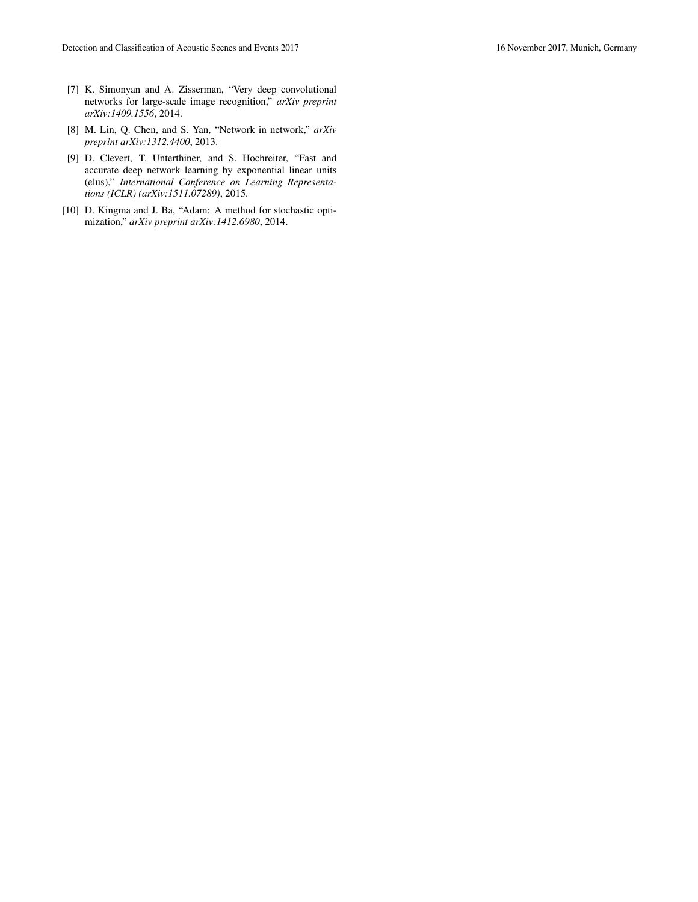[7] K. Simonyan and A. Zisserman, "Very deep convolutional networks for large-scale image recognition," *arXiv preprint arXiv:1409.1556*, 2014.

[8] M. Lin, Q. Chen, and S. Yan, "Network in network," *arXiv preprint arXiv:1312.4400*, 2013.

[9] D. Clevert, T. Unterthiner, and S. Hochreiter, "Fast and accurate deep network learning by exponential linear units (elus)," *International Conference on Learning Representations (ICLR) (arXiv:1511.07289)*, 2015.

[10] D. Kingma and J. Ba, "Adam: A method for stochastic optimization," *arXiv preprint arXiv:1412.6980*, 2014.